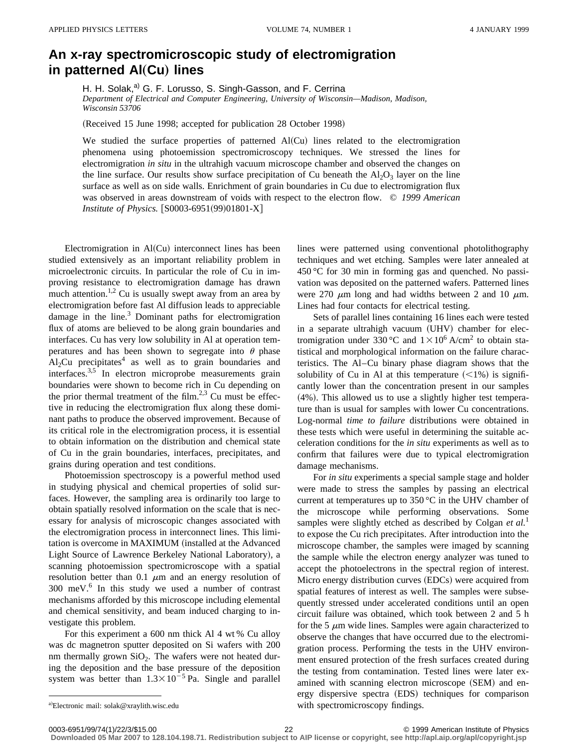# An x-ray spectromicroscopic study of electromigration in patterned Al(Cu) lines

H. H. Solak,[a] G. F. Lorusso, S. Singh-Gasson, and F. Cerrina

*Department of Electrical and Computer Engineering, University of Wisconsin—Madison, Madison, Wisconsin 53706*

(Received 15 June 1998; accepted for publication 28 October 1998)

We studied the surface properties of patterned Al(Cu) lines related to the electromigration phenomena using photoemission spectromicroscopy techniques. We stressed the lines for electromigration *in situ* in the ultrahigh vacuum microscope chamber and observed the changes on the line surface. Our results show surface precipitation of Cu beneath the $Al_2O_3$ layer on the line surface as well as on side walls. Enrichment of grain boundaries in Cu due to electromigration flux was observed in areas downstream of voids with respect to the electron flow. © *1999 American Institute of Physics.* [S0003-6951(99)01801-X]

Electromigration in Al(Cu) interconnect lines has been studied extensively as an important reliability problem in microelectronic circuits. In particular the role of Cu in improving resistance to electromigration damage has drawn much attention.[1,2] Cu is usually swept away from an area by electromigration before fast Al diffusion leads to appreciable damage in the line.[3] Dominant paths for electromigration flux of atoms are believed to be along grain boundaries and interfaces. Cu has very low solubility in Al at operation temperatures and has been shown to segregate into $\theta$ phase $Al_2Cu$ precipitates[4] as well as to grain boundaries and interfaces.[3,5] In electron microprobe measurements grain boundaries were shown to become rich in Cu depending on the prior thermal treatment of the film.[2,3] Cu must be effective in reducing the electromigration flux along these dominant paths to produce the observed improvement. Because of its critical role in the electromigration process, it is essential to obtain information on the distribution and chemical state of Cu in the grain boundaries, interfaces, precipitates, and grains during operation and test conditions.

Photoemission spectroscopy is a powerful method used in studying physical and chemical properties of solid surfaces. However, the sampling area is ordinarily too large to obtain spatially resolved information on the scale that is necessary for analysis of microscopic changes associated with the electromigration process in interconnect lines. This limitation is overcome in MAXIMUM (installed at the Advanced Light Source of Lawrence Berkeley National Laboratory), a scanning photoemission spectromicroscope with a spatial resolution better than 0.1 $\mu$m and an energy resolution of 300 meV.[6] In this study we used a number of contrast mechanisms afforded by this microscope including elemental and chemical sensitivity, and beam induced charging to investigate this problem.

For this experiment a 600 nm thick Al 4 wt % Cu alloy was dc magnetron sputter deposited on Si wafers with 200 nm thermally grown $SiO_2$. The wafers were not heated during the deposition and the base pressure of the deposition system was better than $1.3\times10^{-5}$ Pa. Single and parallel lines were patterned using conventional photolithography techniques and wet etching. Samples were later annealed at 450 °C for 30 min in forming gas and quenched. No passivation was deposited on the patterned wafers. Patterned lines were 270 $\mu$m long and had widths between 2 and 10 $\mu$m. Lines had four contacts for electrical testing.

Sets of parallel lines containing 16 lines each were tested in a separate ultrahigh vacuum (UHV) chamber for electromigration under 330 °C and $1\times10^6$ A/cm$^2$ to obtain statistical and morphological information on the failure characteristics. The Al–Cu binary phase diagram shows that the solubility of Cu in Al at this temperature (<1%) is significantly lower than the concentration present in our samples (4%). This allowed us to use a slightly higher test temperature than is usual for samples with lower Cu concentrations. Log-normal *time to failure* distributions were obtained in these tests which were useful in determining the suitable acceleration conditions for the *in situ* experiments as well as to confirm that failures were due to typical electromigration damage mechanisms.

For *in situ* experiments a special sample stage and holder were made to stress the samples by passing an electrical current at temperatures up to 350 °C in the UHV chamber of the microscope while performing observations. Some samples were slightly etched as described by Colgan *et al.*[1] to expose the Cu rich precipitates. After introduction into the microscope chamber, the samples were imaged by scanning the sample while the electron energy analyzer was tuned to accept the photoelectrons in the spectral region of interest. Micro energy distribution curves (EDCs) were acquired from spatial features of interest as well. The samples were subsequently stressed under accelerated conditions until an open circuit failure was obtained, which took between 2 and 5 h for the 5 $\mu$m wide lines. Samples were again characterized to observe the changes that have occurred due to the electromigration process. Performing the tests in the UHV environment ensured protection of the fresh surfaces created during the testing from contamination. Tested lines were later examined with scanning electron microscope (SEM) and energy dispersive spectra (EDS) techniques for comparison with spectromicroscopy findings.

[a]Electronic mail: solak@xraylith.wisc.edu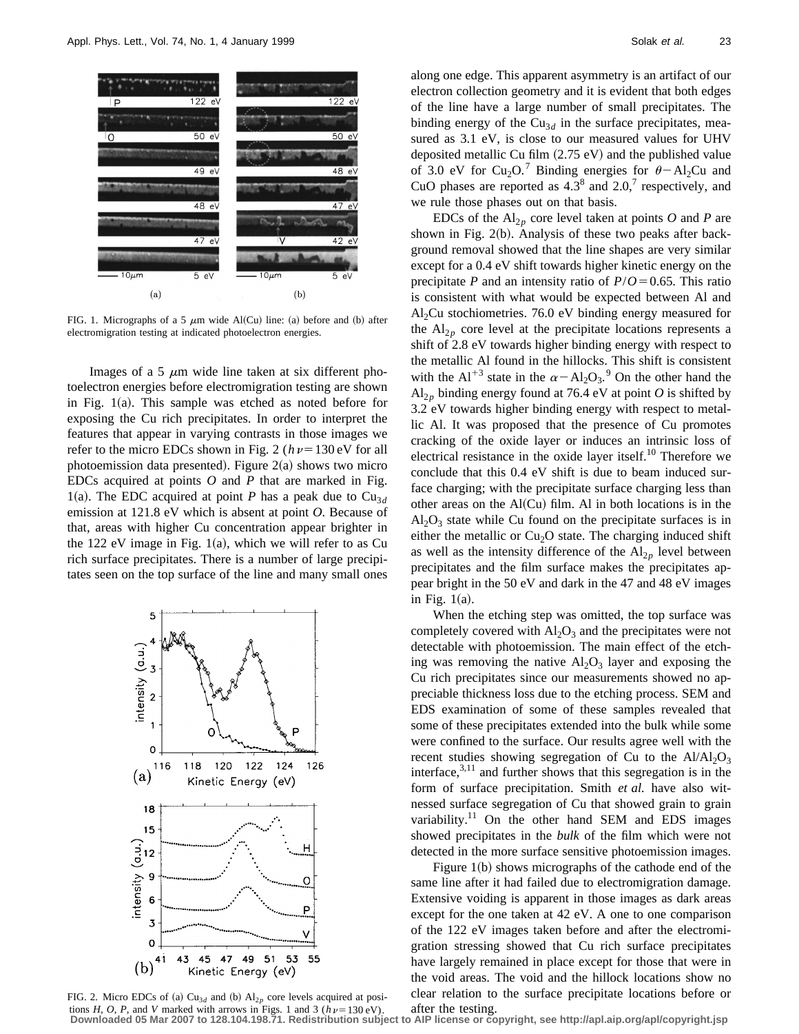FIG. 1. Micrographs of a 5 $\mu$m wide Al(Cu) line: (a) before and (b) after electromigration testing at indicated photoelectron energies.

Images of a 5 $\mu$m wide line taken at six different photoelectron energies before electromigration testing are shown in Fig. 1(a). This sample was etched as noted before for exposing the Cu rich precipitates. In order to interpret the features that appear in varying contrasts in those images we refer to the micro EDCs shown in Fig. 2 ($h\nu = 130$ eV for all photoemission data presented). Figure 2(a) shows two micro EDCs acquired at points *O* and *P* that are marked in Fig. 1(a). The EDC acquired at point *P* has a peak due to $Cu_{3d}$ emission at 121.8 eV which is absent at point *O*. Because of that, areas with higher Cu concentration appear brighter in the 122 eV image in Fig. 1(a), which we will refer to as Cu rich surface precipitates. There is a number of large precipitates seen on the top surface of the line and many small ones along one edge. This apparent asymmetry is an artifact of our electron collection geometry and it is evident that both edges of the line have a large number of small precipitates. The binding energy of the $Cu_{3d}$ in the surface precipitates, measured as 3.1 eV, is close to our measured values for UHV deposited metallic Cu film (2.75 eV) and the published value of 3.0 eV for $Cu_2O$.[7] Binding energies for $\theta-Al_2Cu$ and CuO phases are reported as 4.3[8] and 2.0,[7] respectively, and we rule those phases out on that basis.

EDCs of the $Al_{2p}$ core level taken at points *O* and *P* are shown in Fig. 2(b). Analysis of these two peaks after background removal showed that the line shapes are very similar except for a 0.4 eV shift towards higher kinetic energy on the precipitate *P* and an intensity ratio of $P/O = 0.65$. This ratio is consistent with what would be expected between Al and $Al_2Cu$ stochiometries. 76.0 eV binding energy measured for the $Al_{2p}$ core level at the precipitate locations represents a shift of 2.8 eV towards higher binding energy with respect to the metallic Al found in the hillocks. This shift is consistent with the $Al^{+3}$ state in the $\alpha-Al_2O_3$.[9] On the other hand the $Al_{2p}$ binding energy found at 76.4 eV at point *O* is shifted by 3.2 eV towards higher binding energy with respect to metallic Al. It was proposed that the presence of Cu promotes cracking of the oxide layer or induces an intrinsic loss of electrical resistance in the oxide layer itself.[10] Therefore we conclude that this 0.4 eV shift is due to beam induced surface charging; with the precipitate surface charging less than other areas on the Al(Cu) film. Al in both locations is in the $Al_2O_3$ state while Cu found on the precipitate surfaces is in either the metallic or $Cu_2O$ state. The charging induced shift as well as the intensity difference of the $Al_{2p}$ level between precipitates and the film surface makes the precipitates appear bright in the 50 eV and dark in the 47 and 48 eV images in Fig. 1(a).

When the etching step was omitted, the top surface was completely covered with $Al_2O_3$ and the precipitates were not detectable with photoemission. The main effect of the etching was removing the native $Al_2O_3$ layer and exposing the Cu rich precipitates since our measurements showed no appreciable thickness loss due to the etching process. SEM and EDS examination of some of these samples revealed that some of these precipitates extended into the bulk while some were confined to the surface. Our results agree well with the recent studies showing segregation of Cu to the $Al/Al_2O_3$ interface,[3,11] and further shows that this segregation is in the form of surface precipitation. Smith *et al.* have also witnessed surface segregation of Cu that showed grain to grain variability.[11] On the other hand SEM and EDS images showed precipitates in the *bulk* of the film which were not detected in the more surface sensitive photoemission images.

Figure 1(b) shows micrographs of the cathode end of the same line after it had failed due to electromigration damage. Extensive voiding is apparent in those images as dark areas except for the one taken at 42 eV. A one to one comparison of the 122 eV images taken before and after the electromigration stressing showed that Cu rich surface precipitates have largely remained in place except for those that were in the void areas. The void and the hillock locations show no clear relation to the surface precipitate locations before or after the testing.

FIG. 2. Micro EDCs of (a) $Cu_{3d}$ and (b) $Al_{2p}$ core levels acquired at positions *H*, *O*, *P*, and *V* marked with arrows in Figs. 1 and 3 ($h\nu = 130$ eV).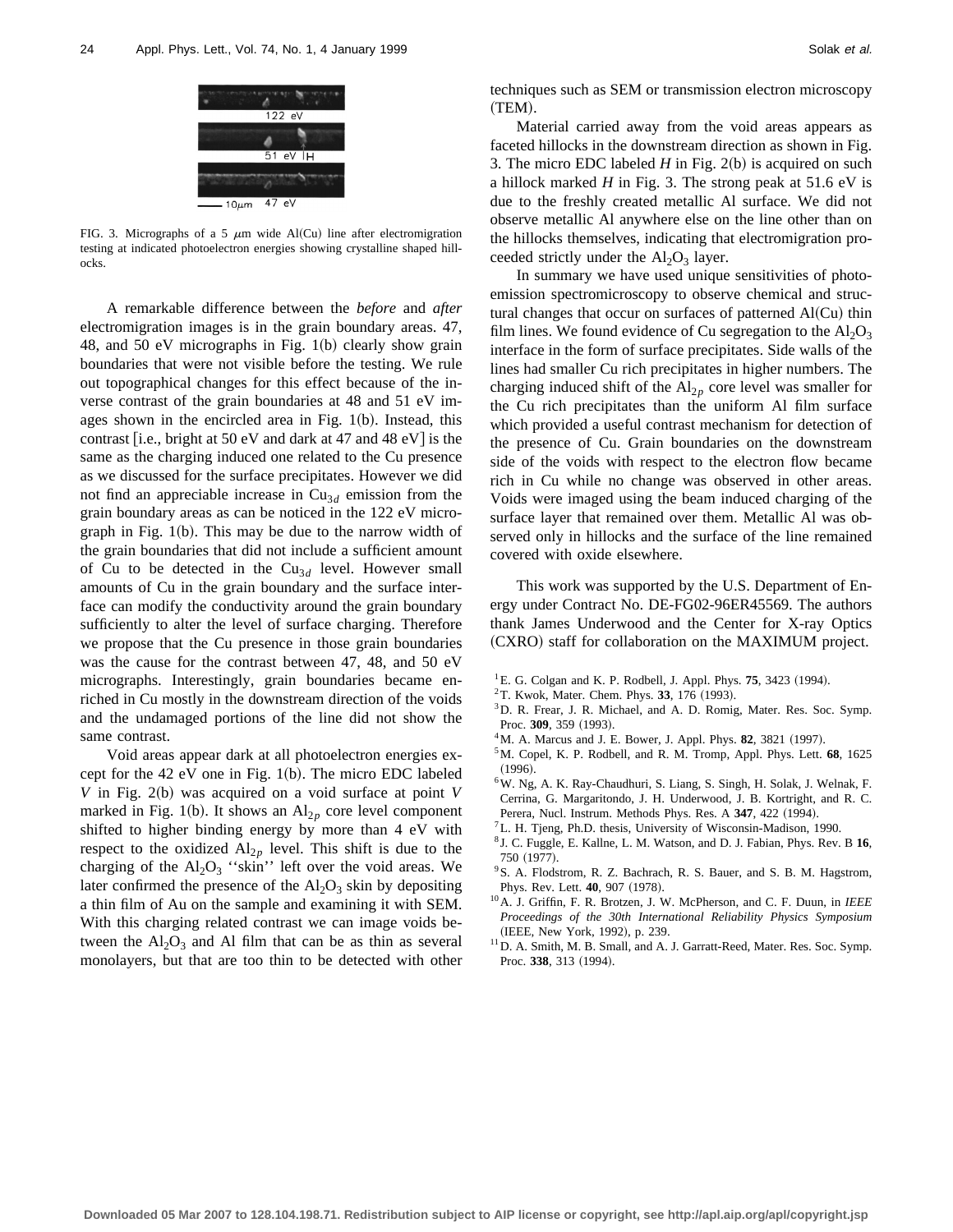122 eV

51 eV H

10μm 47 eV

FIG. 3. Micrographs of a 5 μm wide Al(Cu) line after electromigration testing at indicated photoelectron energies showing crystalline shaped hillocks.

A remarkable difference between the *before* and *after* electromigration images is in the grain boundary areas. 47, 48, and 50 eV micrographs in Fig. 1(b) clearly show grain boundaries that were not visible before the testing. We rule out topographical changes for this effect because of the inverse contrast of the grain boundaries at 48 and 51 eV images shown in the encircled area in Fig. 1(b). Instead, this contrast [i.e., bright at 50 eV and dark at 47 and 48 eV] is the same as the charging induced one related to the Cu presence as we discussed for the surface precipitates. However we did not find an appreciable increase in $Cu_{3d}$ emission from the grain boundary areas as can be noticed in the 122 eV micrograph in Fig. 1(b). This may be due to the narrow width of the grain boundaries that did not include a sufficient amount of Cu to be detected in the $Cu_{3d}$ level. However small amounts of Cu in the grain boundary and the surface interface can modify the conductivity around the grain boundary sufficiently to alter the level of surface charging. Therefore we propose that the Cu presence in those grain boundaries was the cause for the contrast between 47, 48, and 50 eV micrographs. Interestingly, grain boundaries became enriched in Cu mostly in the downstream direction of the voids and the undamaged portions of the line did not show the same contrast.

Void areas appear dark at all photoelectron energies except for the 42 eV one in Fig. 1(b). The micro EDC labeled *V* in Fig. 2(b) was acquired on a void surface at point *V* marked in Fig. 1(b). It shows an $Al_{2p}$ core level component shifted to higher binding energy by more than 4 eV with respect to the oxidized $Al_{2p}$ level. This shift is due to the charging of the $Al_2O_3$ ''skin'' left over the void areas. We later confirmed the presence of the $Al_2O_3$ skin by depositing a thin film of Au on the sample and examining it with SEM. With this charging related contrast we can image voids between the $Al_2O_3$ and Al film that can be as thin as several monolayers, but that are too thin to be detected with other techniques such as SEM or transmission electron microscopy (TEM).

Material carried away from the void areas appears as faceted hillocks in the downstream direction as shown in Fig. 3. The micro EDC labeled *H* in Fig. 2(b) is acquired on such a hillock marked *H* in Fig. 3. The strong peak at 51.6 eV is due to the freshly created metallic Al surface. We did not observe metallic Al anywhere else on the line other than on the hillocks themselves, indicating that electromigration proceeded strictly under the $Al_2O_3$ layer.

In summary we have used unique sensitivities of photoemission spectromicroscopy to observe chemical and structural changes that occur on surfaces of patterned Al(Cu) thin film lines. We found evidence of Cu segregation to the $Al_2O_3$ interface in the form of surface precipitates. Side walls of the lines had smaller Cu rich precipitates in higher numbers. The charging induced shift of the $Al_{2p}$ core level was smaller for the Cu rich precipitates than the uniform Al film surface which provided a useful contrast mechanism for detection of the presence of Cu. Grain boundaries on the downstream side of the voids with respect to the electron flow became rich in Cu while no change was observed in other areas. Voids were imaged using the beam induced charging of the surface layer that remained over them. Metallic Al was observed only in hillocks and the surface of the line remained covered with oxide elsewhere.

This work was supported by the U.S. Department of Energy under Contract No. DE-FG02-96ER45569. The authors thank James Underwood and the Center for X-ray Optics (CXRO) staff for collaboration on the MAXIMUM project.

[1] E. G. Colgan and K. P. Rodbell, J. Appl. Phys. **75**, 3423 (1994).
[2] T. Kwok, Mater. Chem. Phys. **33**, 176 (1993).
[3] D. R. Frear, J. R. Michael, and A. D. Romig, Mater. Res. Soc. Symp. Proc. **309**, 359 (1993).
[4] M. A. Marcus and J. E. Bower, J. Appl. Phys. **82**, 3821 (1997).
[5] M. Copel, K. P. Rodbell, and R. M. Tromp, Appl. Phys. Lett. **68**, 1625 (1996).
[6] W. Ng, A. K. Ray-Chaudhuri, S. Liang, S. Singh, H. Solak, J. Welnak, F. Cerrina, G. Margaritondo, J. H. Underwood, J. B. Kortright, and R. C. Perera, Nucl. Instrum. Methods Phys. Res. A **347**, 422 (1994).
[7] L. H. Tjeng, Ph.D. thesis, University of Wisconsin-Madison, 1990.
[8] J. C. Fuggle, E. Kallne, L. M. Watson, and D. J. Fabian, Phys. Rev. B **16**, 750 (1977).
[9] S. A. Flodstrom, R. Z. Bachrach, R. S. Bauer, and S. B. M. Hagstrom, Phys. Rev. Lett. **40**, 907 (1978).
[10] A. J. Griffin, F. R. Brotzen, J. W. McPherson, and C. F. Duun, in *IEEE Proceedings of the 30th International Reliability Physics Symposium* (IEEE, New York, 1992), p. 239.
[11] D. A. Smith, M. B. Small, and A. J. Garratt-Reed, Mater. Res. Soc. Symp. Proc. **338**, 313 (1994).